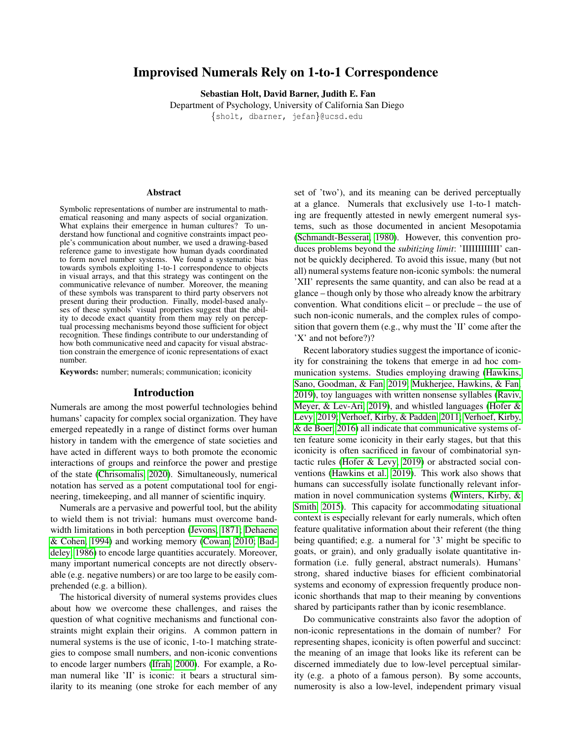# Improvised Numerals Rely on 1-to-1 Correspondence

**Sebastian Holt, David Barner, Judith E. Fan**

Department of Psychology, University of California San Diego

{sholt, dbarner, jefan}@ucsd.edu

## Abstract

Symbolic representations of number are instrumental to mathematical reasoning and many aspects of social organization. What explains their emergence in human cultures? To understand how functional and cognitive constraints impact people's communication about number, we used a drawing-based reference game to investigate how human dyads coordinated to form novel number systems. We found a systematic bias towards symbols exploiting 1-to-1 correspondence to objects in visual arrays, and that this strategy was contingent on the communicative relevance of number. Moreover, the meaning of these symbols was transparent to third party observers not present during their production. Finally, model-based analyses of these symbols' visual properties suggest that the ability to decode exact quantity from them may rely on perceptual processing mechanisms beyond those sufficient for object recognition. These findings contribute to our understanding of how both communicative need and capacity for visual abstraction constrain the emergence of iconic representations of exact number.

**Keywords:** number; numerals; communication; iconicity

## Introduction

Numerals are among the most powerful technologies behind humans' capacity for complex social organization. They have emerged repeatedly in a range of distinct forms over human history in tandem with the emergence of state societies and have acted in different ways to both promote the economic interactions of groups and reinforce the power and prestige of the state (Chrisomalis, 2020). Simultaneously, numerical notation has served as a potent computational tool for engineering, timekeeping, and all manner of scientific inquiry.

Numerals are a pervasive and powerful tool, but the ability to wield them is not trivial: humans must overcome bandwidth limitations in both perception (Jevons, 1871; Dehaene & Cohen, 1994) and working memory (Cowan, 2010; Baddeley, 1986) to encode large quantities accurately. Moreover, many important numerical concepts are not directly observable (e.g. negative numbers) or are too large to be easily comprehended (e.g. a billion).

The historical diversity of numeral systems provides clues about how we overcome these challenges, and raises the question of what cognitive mechanisms and functional constraints might explain their origins. A common pattern in numeral systems is the use of iconic, 1-to-1 matching strategies to compose small numbers, and non-iconic conventions to encode larger numbers (Ifrah, 2000). For example, a Roman numeral like 'II' is iconic: it bears a structural similarity to its meaning (one stroke for each member of any set of 'two'), and its meaning can be derived perceptually at a glance. Numerals that exclusively use 1-to-1 matching are frequently attested in newly emergent numeral systems, such as those documented in ancient Mesopotamia (Schmandt-Besserat, 1980). However, this convention produces problems beyond the *subitizing limit*: 'IIIIIIIIIII' cannot be quickly deciphered. To avoid this issue, many (but not all) numeral systems feature non-iconic symbols: the numeral 'XII' represents the same quantity, and can also be read at a glance – though only by those who already know the arbitrary convention. What conditions elicit – or preclude – the use of such non-iconic numerals, and the complex rules of composition that govern them (e.g., why must the 'II' come after the 'X' and not before?)?

Recent laboratory studies suggest the importance of iconicity for constraining the tokens that emerge in ad hoc communication systems. Studies employing drawing (Hawkins, Sano, Goodman, & Fan, 2019; Mukherjee, Hawkins, & Fan, 2019), toy languages with written nonsense syllables (Raviv, Meyer, & Lev-Ari, 2019), and whistled languages (Hofer & Levy, 2019; Verhoef, Kirby, & Padden, 2011; Verhoef, Kirby, & de Boer, 2016) all indicate that communicative systems often feature some iconicity in their early stages, but that this iconicity is often sacrificed in favour of combinatorial syntactic rules (Hofer & Levy, 2019) or abstracted social conventions (Hawkins et al., 2019). This work also shows that humans can successfully isolate functionally relevant information in novel communication systems (Winters, Kirby, & Smith, 2015). This capacity for accommodating situational context is especially relevant for early numerals, which often feature qualitative information about their referent (the thing being quantified; e.g. a numeral for '3' might be specific to goats, or grain), and only gradually isolate quantitative information (i.e. fully general, abstract numerals). Humans' strong, shared inductive biases for efficient combinatorial systems and economy of expression frequently produce non-iconic shorthands that map to their meaning by conventions shared by participants rather than by iconic resemblance.

Do communicative constraints also favor the adoption of non-iconic representations in the domain of number? For representing shapes, iconicity is often powerful and succinct: the meaning of an image that looks like its referent can be discerned immediately due to low-level perceptual similarity (e.g. a photo of a famous person). By some accounts, numerosity is also a low-level, independent primary visual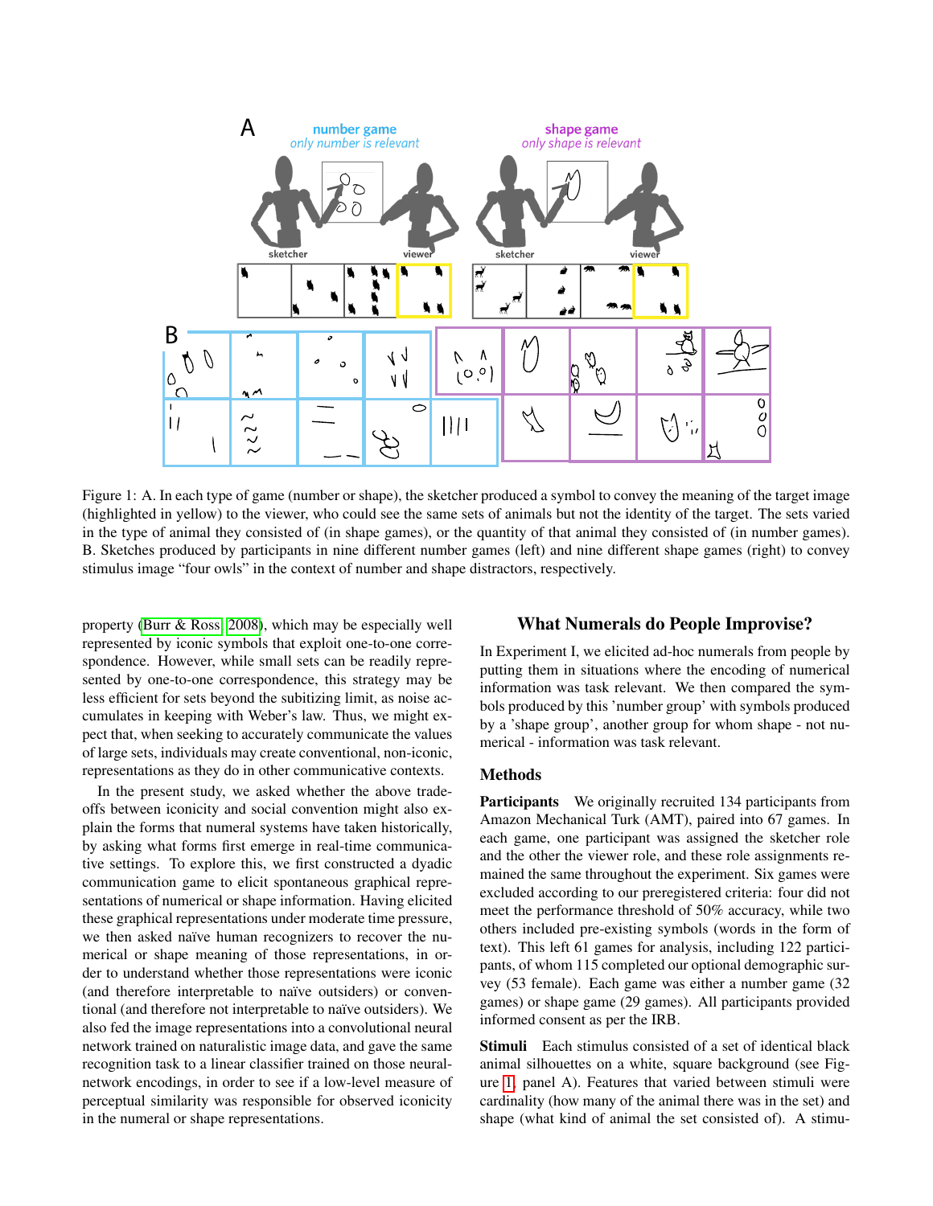Figure 1: A. In each type of game (number or shape), the sketcher produced a symbol to convey the meaning of the target image (highlighted in yellow) to the viewer, who could see the same sets of animals but not the identity of the target. The sets varied in the type of animal they consisted of (in shape games), or the quantity of that animal they consisted of (in number games). B. Sketches produced by participants in nine different number games (left) and nine different shape games (right) to convey stimulus image "four owls" in the context of number and shape distractors, respectively.

property (Burr & Ross, 2008), which may be especially well represented by iconic symbols that exploit one-to-one correspondence. However, while small sets can be readily represented by one-to-one correspondence, this strategy may be less efficient for sets beyond the subitizing limit, as noise accumulates in keeping with Weber's law. Thus, we might expect that, when seeking to accurately communicate the values of large sets, individuals may create conventional, non-iconic, representations as they do in other communicative contexts.

In the present study, we asked whether the above tradeoffs between iconicity and social convention might also explain the forms that numeral systems have taken historically, by asking what forms first emerge in real-time communicative settings. To explore this, we first constructed a dyadic communication game to elicit spontaneous graphical representations of numerical or shape information. Having elicited these graphical representations under moderate time pressure, we then asked naïve human recognizers to recover the numerical or shape meaning of those representations, in order to understand whether those representations were iconic (and therefore interpretable to naïve outsiders) or conventional (and therefore not interpretable to naïve outsiders). We also fed the image representations into a convolutional neural network trained on naturalistic image data, and gave the same recognition task to a linear classifier trained on those neural-network encodings, in order to see if a low-level measure of perceptual similarity was responsible for observed iconicity in the numeral or shape representations.

## What Numerals do People Improvise?

In Experiment I, we elicited ad-hoc numerals from people by putting them in situations where the encoding of numerical information was task relevant. We then compared the symbols produced by this 'number group' with symbols produced by a 'shape group', another group for whom shape - not numerical - information was task relevant.

### Methods

**Participants** We originally recruited 134 participants from Amazon Mechanical Turk (AMT), paired into 67 games. In each game, one participant was assigned the sketcher role and the other the viewer role, and these role assignments remained the same throughout the experiment. Six games were excluded according to our preregistered criteria: four did not meet the performance threshold of 50% accuracy, while two others included pre-existing symbols (words in the form of text). This left 61 games for analysis, including 122 participants, of whom 115 completed our optional demographic survey (53 female). Each game was either a number game (32 games) or shape game (29 games). All participants provided informed consent as per the IRB.

**Stimuli** Each stimulus consisted of a set of identical black animal silhouettes on a white, square background (see Figure 1, panel A). Features that varied between stimuli were cardinality (how many of the animal there was in the set) and shape (what kind of animal the set consisted of). A stimu-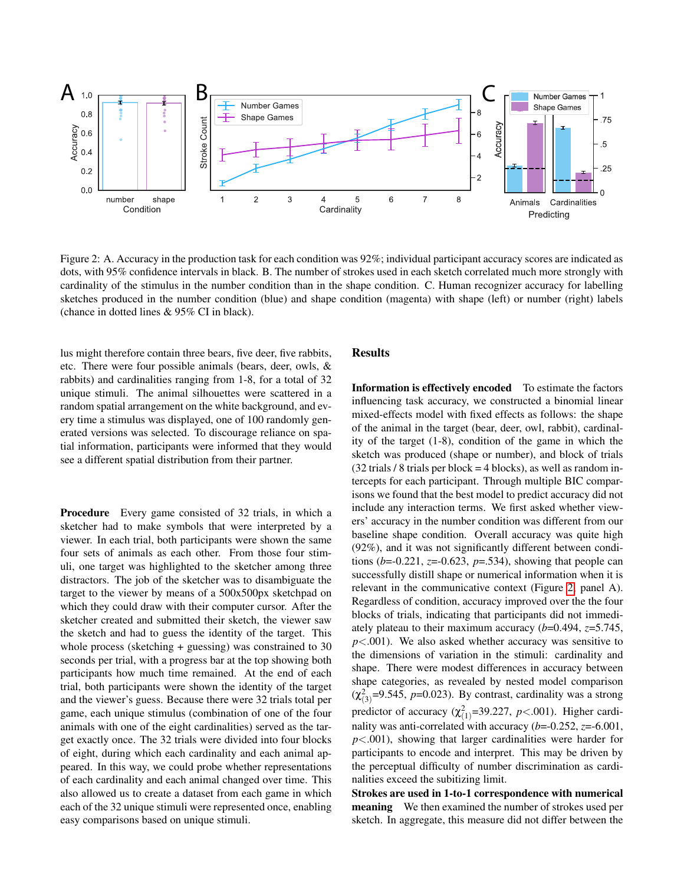Figure 2: A. Accuracy in the production task for each condition was 92%; individual participant accuracy scores are indicated as dots, with 95% confidence intervals in black. B. The number of strokes used in each sketch correlated much more strongly with cardinality of the stimulus in the number condition than in the shape condition. C. Human recognizer accuracy for labelling sketches produced in the number condition (blue) and shape condition (magenta) with shape (left) or number (right) labels (chance in dotted lines & 95% CI in black).

lus might therefore contain three bears, five deer, five rabbits, etc. There were four possible animals (bears, deer, owls, & rabbits) and cardinalities ranging from 1-8, for a total of 32 unique stimuli. The animal silhouettes were scattered in a random spatial arrangement on the white background, and every time a stimulus was displayed, one of 100 randomly generated versions was selected. To discourage reliance on spatial information, participants were informed that they would see a different spatial distribution from their partner.

**Procedure** Every game consisted of 32 trials, in which a sketcher had to make symbols that were interpreted by a viewer. In each trial, both participants were shown the same four sets of animals as each other. From those four stimuli, one target was highlighted to the sketcher among three distractors. The job of the sketcher was to disambiguate the target to the viewer by means of a 500x500px sketchpad on which they could draw with their computer cursor. After the sketcher created and submitted their sketch, the viewer saw the sketch and had to guess the identity of the target. This whole process (sketching + guessing) was constrained to 30 seconds per trial, with a progress bar at the top showing both participants how much time remained. At the end of each trial, both participants were shown the identity of the target and the viewer's guess. Because there were 32 trials total per game, each unique stimulus (combination of one of the four animals with one of the eight cardinalities) served as the target exactly once. The 32 trials were divided into four blocks of eight, during which each cardinality and each animal appeared. In this way, we could probe whether representations of each cardinality and each animal changed over time. This also allowed us to create a dataset from each game in which each of the 32 unique stimuli were represented once, enabling easy comparisons based on unique stimuli.

## Results

**Information is effectively encoded** To estimate the factors influencing task accuracy, we constructed a binomial linear mixed-effects model with fixed effects as follows: the shape of the animal in the target (bear, deer, owl, rabbit), cardinality of the target (1-8), condition of the game in which the sketch was produced (shape or number), and block of trials (32 trials / 8 trials per block = 4 blocks), as well as random intercepts for each participant. Through multiple BIC comparisons we found that the best model to predict accuracy did not include any interaction terms. We first asked whether viewers' accuracy in the number condition was different from our baseline shape condition. Overall accuracy was quite high (92%), and it was not significantly different between conditions ($b$=-0.221, $z$=-0.623, $p$=.534), showing that people can successfully distill shape or numerical information when it is relevant in the communicative context (Figure 2, panel A). Regardless of condition, accuracy improved over the the four blocks of trials, indicating that participants did not immediately plateau to their maximum accuracy ($b$=0.494, $z$=5.745, $p$<.001). We also asked whether accuracy was sensitive to the dimensions of variation in the stimuli: cardinality and shape. There were modest differences in accuracy between shape categories, as revealed by nested model comparison ($\chi^2_{(3)}$=9.545, $p$=0.023). By contrast, cardinality was a strong predictor of accuracy ($\chi^2_{(1)}$=39.227, $p$<.001). Higher cardinality was anti-correlated with accuracy ($b$=-0.252, $z$=-6.001, $p$<.001), showing that larger cardinalities were harder for participants to encode and interpret. This may be driven by the perceptual difficulty of number discrimination as cardinalities exceed the subitizing limit.

**Strokes are used in 1-to-1 correspondence with numerical meaning** We then examined the number of strokes used per sketch. In aggregate, this measure did not differ between the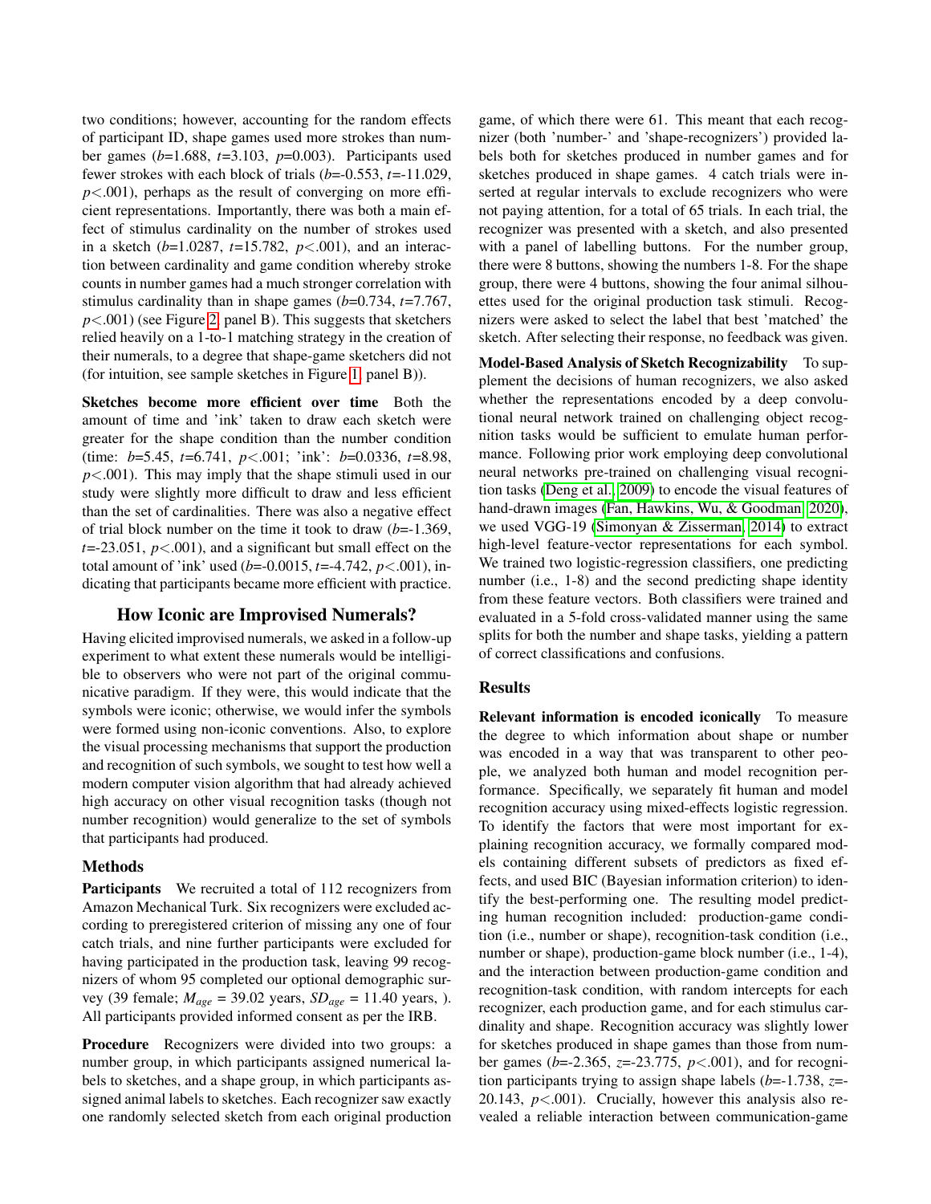two conditions; however, accounting for the random effects of participant ID, shape games used more strokes than number games ($b$=1.688, $t$=3.103, $p$=0.003). Participants used fewer strokes with each block of trials ($b$=-0.553, $t$=-11.029, $p$<.001), perhaps as the result of converging on more efficient representations. Importantly, there was both a main effect of stimulus cardinality on the number of strokes used in a sketch ($b$=1.0287, $t$=15.782, $p$<.001), and an interaction between cardinality and game condition whereby stroke counts in number games had a much stronger correlation with stimulus cardinality than in shape games ($b$=0.734, $t$=7.767, $p$<.001) (see Figure 2, panel B). This suggests that sketchers relied heavily on a 1-to-1 matching strategy in the creation of their numerals, to a degree that shape-game sketchers did not (for intuition, see sample sketches in Figure 1, panel B)).

**Sketches become more efficient over time** Both the amount of time and 'ink' taken to draw each sketch were greater for the shape condition than the number condition (time: $b$=5.45, $t$=6.741, $p$<.001; 'ink': $b$=0.0336, $t$=8.98, $p$<.001). This may imply that the shape stimuli used in our study were slightly more difficult to draw and less efficient than the set of cardinalities. There was also a negative effect of trial block number on the time it took to draw ($b$=-1.369, $t$=-23.051, $p$<.001), and a significant but small effect on the total amount of 'ink' used ($b$=-0.0015, $t$=-4.742, $p$<.001), indicating that participants became more efficient with practice.

## How Iconic are Improvised Numerals?

Having elicited improvised numerals, we asked in a follow-up experiment to what extent these numerals would be intelligible to observers who were not part of the original communicative paradigm. If they were, this would indicate that the symbols were iconic; otherwise, we would infer the symbols were formed using non-iconic conventions. Also, to explore the visual processing mechanisms that support the production and recognition of such symbols, we sought to test how well a modern computer vision algorithm that had already achieved high accuracy on other visual recognition tasks (though not number recognition) would generalize to the set of symbols that participants had produced.

### Methods

**Participants** We recruited a total of 112 recognizers from Amazon Mechanical Turk. Six recognizers were excluded according to preregistered criterion of missing any one of four catch trials, and nine further participants were excluded for having participated in the production task, leaving 99 recognizers of whom 95 completed our optional demographic survey (39 female; $M_{age}$ = 39.02 years, $SD_{age}$ = 11.40 years, ). All participants provided informed consent as per the IRB.

**Procedure** Recognizers were divided into two groups: a number group, in which participants assigned numerical labels to sketches, and a shape group, in which participants assigned animal labels to sketches. Each recognizer saw exactly one randomly selected sketch from each original production game, of which there were 61. This meant that each recognizer (both 'number-' and 'shape-recognizers') provided labels both for sketches produced in number games and for sketches produced in shape games. 4 catch trials were inserted at regular intervals to exclude recognizers who were not paying attention, for a total of 65 trials. In each trial, the recognizer was presented with a sketch, and also presented with a panel of labelling buttons. For the number group, there were 8 buttons, showing the numbers 1-8. For the shape group, there were 4 buttons, showing the four animal silhouettes used for the original production task stimuli. Recognizers were asked to select the label that best 'matched' the sketch. After selecting their response, no feedback was given.

**Model-Based Analysis of Sketch Recognizability** To supplement the decisions of human recognizers, we also asked whether the representations encoded by a deep convolutional neural network trained on challenging object recognition tasks would be sufficient to emulate human performance. Following prior work employing deep convolutional neural networks pre-trained on challenging visual recognition tasks (Deng et al., 2009) to encode the visual features of hand-drawn images (Fan, Hawkins, Wu, & Goodman, 2020), we used VGG-19 (Simonyan & Zisserman, 2014) to extract high-level feature-vector representations for each symbol. We trained two logistic-regression classifiers, one predicting number (i.e., 1-8) and the second predicting shape identity from these feature vectors. Both classifiers were trained and evaluated in a 5-fold cross-validated manner using the same splits for both the number and shape tasks, yielding a pattern of correct classifications and confusions.

### Results

**Relevant information is encoded iconically** To measure the degree to which information about shape or number was encoded in a way that was transparent to other people, we analyzed both human and model recognition performance. Specifically, we separately fit human and model recognition accuracy using mixed-effects logistic regression. To identify the factors that were most important for explaining recognition accuracy, we formally compared models containing different subsets of predictors as fixed effects, and used BIC (Bayesian information criterion) to identify the best-performing one. The resulting model predicting human recognition included: production-game condition (i.e., number or shape), recognition-task condition (i.e., number or shape), production-game block number (i.e., 1-4), and the interaction between production-game condition and recognition-task condition, with random intercepts for each recognizer, each production game, and for each stimulus cardinality and shape. Recognition accuracy was slightly lower for sketches produced in shape games than those from number games ($b$=-2.365, $z$=-23.775, $p$<.001), and for recognition participants trying to assign shape labels ($b$=-1.738, $z$=-20.143, $p$<.001). Crucially, however this analysis also revealed a reliable interaction between communication-game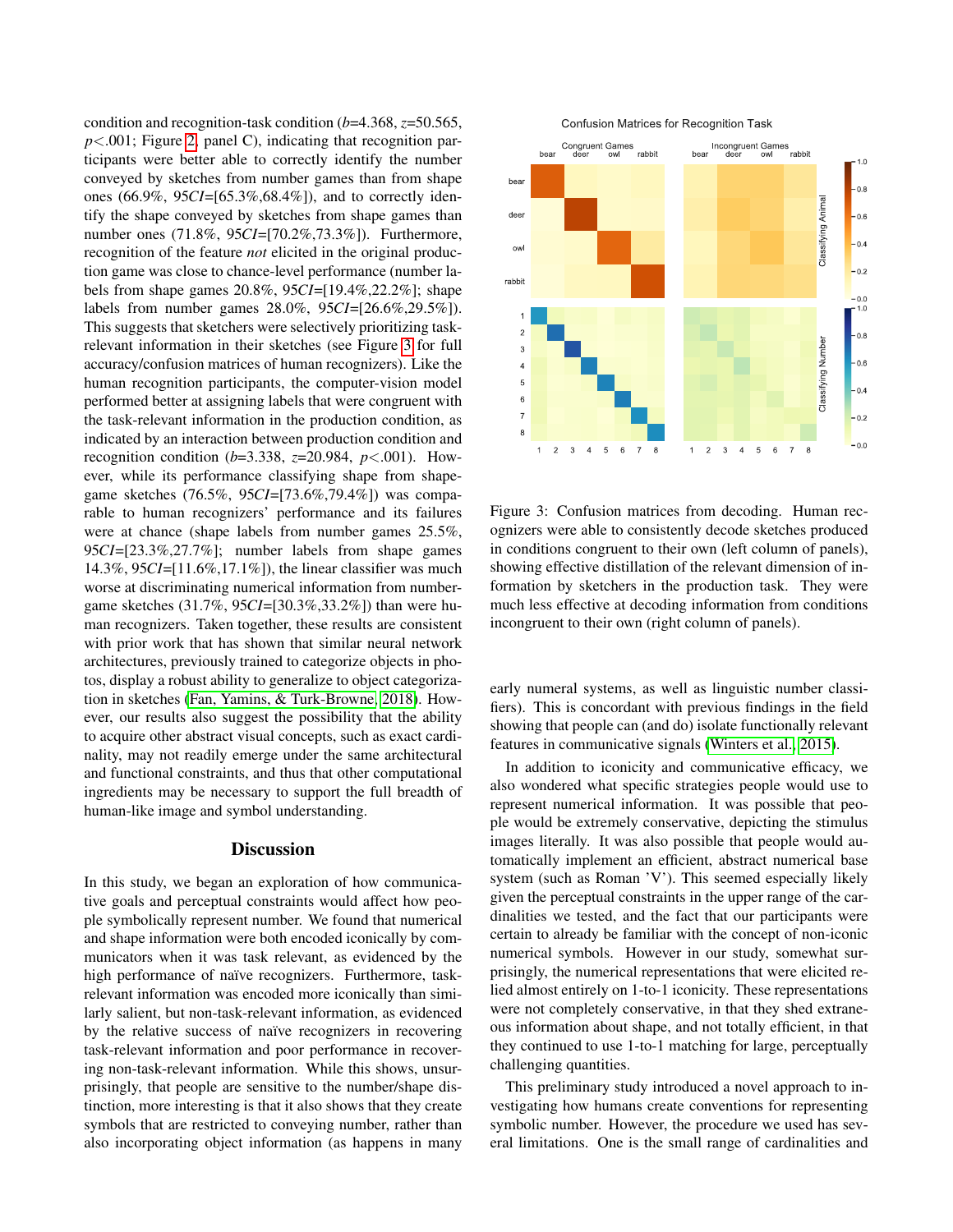condition and recognition-task condition ($b$=4.368, $z$=50.565, $p$<.001; Figure 2, panel C), indicating that recognition participants were better able to correctly identify the number conveyed by sketches from number games than from shape ones (66.9%, 95$CI$=[65.3%,68.4%]), and to correctly identify the shape conveyed by sketches from shape games than number ones (71.8%, 95$CI$=[70.2%,73.3%]). Furthermore, recognition of the feature *not* elicited in the original production game was close to chance-level performance (number labels from shape games 20.8%, 95$CI$=[19.4%,22.2%]; shape labels from number games 28.0%, 95$CI$=[26.6%,29.5%]). This suggests that sketchers were selectively prioritizing task-relevant information in their sketches (see Figure 3 for full accuracy/confusion matrices of human recognizers). Like the human recognition participants, the computer-vision model performed better at assigning labels that were congruent with the task-relevant information in the production condition, as indicated by an interaction between production condition and recognition condition ($b$=3.338, $z$=20.984, $p$<.001). However, while its performance classifying shape from shape-game sketches (76.5%, 95$CI$=[73.6%,79.4%]) was comparable to human recognizers' performance and its failures were at chance (shape labels from number games 25.5%, 95$CI$=[23.3%,27.7%]; number labels from shape games 14.3%, 95$CI$=[11.6%,17.1%]), the linear classifier was much worse at discriminating numerical information from number-game sketches (31.7%, 95$CI$=[30.3%,33.2%]) than were human recognizers. Taken together, these results are consistent with prior work that has shown that similar neural network architectures, previously trained to categorize objects in photos, display a robust ability to generalize to object categorization in sketches (Fan, Yamins, & Turk-Browne, 2018). However, our results also suggest the possibility that the ability to acquire other abstract visual concepts, such as exact cardinality, may not readily emerge under the same architectural and functional constraints, and thus that other computational ingredients may be necessary to support the full breadth of human-like image and symbol understanding.

## Discussion

In this study, we began an exploration of how communicative goals and perceptual constraints would affect how people symbolically represent number. We found that numerical and shape information were both encoded iconically by communicators when it was task relevant, as evidenced by the high performance of naïve recognizers. Furthermore, task-relevant information was encoded more iconically than similarly salient, but non-task-relevant information, as evidenced by the relative success of naïve recognizers in recovering task-relevant information and poor performance in recovering non-task-relevant information. While this shows, unsurprisingly, that people are sensitive to the number/shape distinction, more interesting is that it also shows that they create symbols that are restricted to conveying number, rather than also incorporating object information (as happens in many early numeral systems, as well as linguistic number classifiers). This is concordant with previous findings in the field showing that people can (and do) isolate functionally relevant features in communicative signals (Winters et al., 2015).

Figure 3: Confusion matrices from decoding. Human recognizers were able to consistently decode sketches produced in conditions congruent to their own (left column of panels), showing effective distillation of the relevant dimension of information by sketchers in the production task. They were much less effective at decoding information from conditions incongruent to their own (right column of panels).

In addition to iconicity and communicative efficacy, we also wondered what specific strategies people would use to represent numerical information. It was possible that people would be extremely conservative, depicting the stimulus images literally. It was also possible that people would automatically implement an efficient, abstract numerical base system (such as Roman 'V'). This seemed especially likely given the perceptual constraints in the upper range of the cardinalities we tested, and the fact that our participants were certain to already be familiar with the concept of non-iconic numerical symbols. However in our study, somewhat surprisingly, the numerical representations that were elicited relied almost entirely on 1-to-1 iconicity. These representations were not completely conservative, in that they shed extraneous information about shape, and not totally efficient, in that they continued to use 1-to-1 matching for large, perceptually challenging quantities.

This preliminary study introduced a novel approach to investigating how humans create conventions for representing symbolic number. However, the procedure we used has several limitations. One is the small range of cardinalities and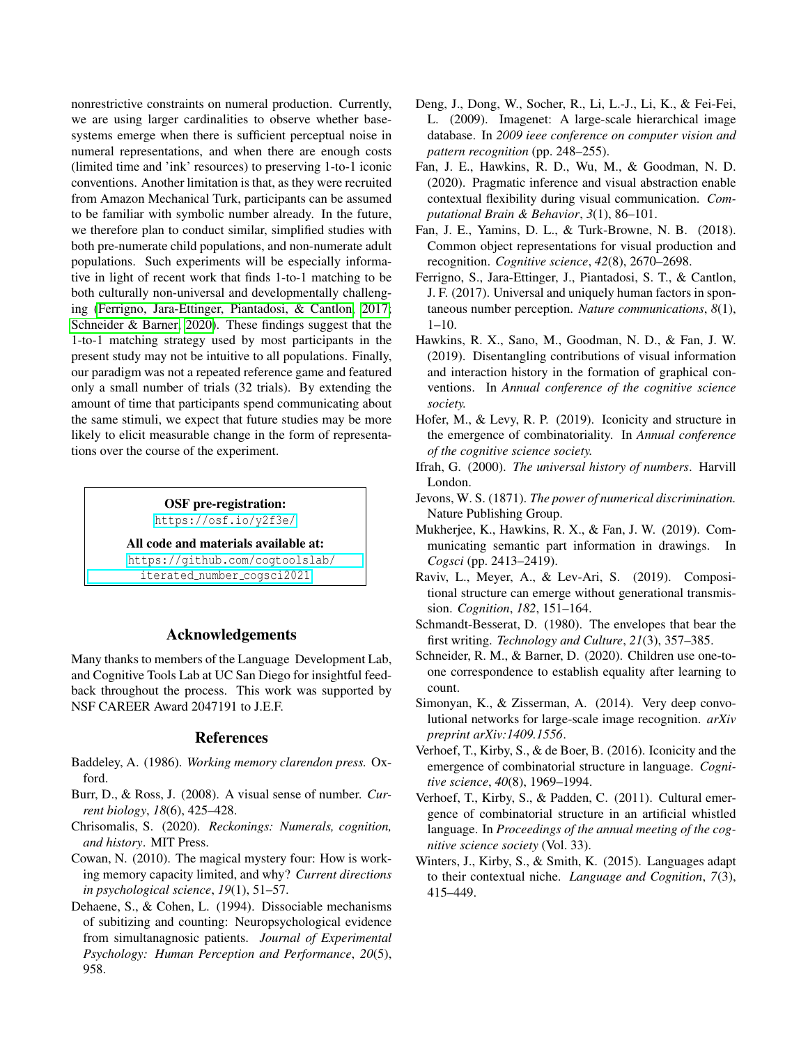nonrestrictive constraints on numeral production. Currently, we are using larger cardinalities to observe whether base-systems emerge when there is sufficient perceptual noise in numeral representations, and when there are enough costs (limited time and 'ink' resources) to preserving 1-to-1 iconic conventions. Another limitation is that, as they were recruited from Amazon Mechanical Turk, participants can be assumed to be familiar with symbolic number already. In the future, we therefore plan to conduct similar, simplified studies with both pre-numerate child populations, and non-numerate adult populations. Such experiments will be especially informative in light of recent work that finds 1-to-1 matching to be both culturally non-universal and developmentally challenging (Ferrigno, Jara-Ettinger, Piantadosi, & Cantlon, 2017; Schneider & Barner, 2020). These findings suggest that the 1-to-1 matching strategy used by most participants in the present study may not be intuitive to all populations. Finally, our paradigm was not a repeated reference game and featured only a small number of trials (32 trials). By extending the amount of time that participants spend communicating about the same stimuli, we expect that future studies may be more likely to elicit measurable change in the form of representations over the course of the experiment.

**OSF pre-registration:**
https://osf.io/y2f3e/

**All code and materials available at:**
https://github.com/cogtoolslab/iterated_number_cogsci2021

## Acknowledgements

Many thanks to members of the Language Development Lab, and Cognitive Tools Lab at UC San Diego for insightful feedback throughout the process. This work was supported by NSF CAREER Award 2047191 to J.E.F.

## References

Baddeley, A. (1986). *Working memory clarendon press.* Oxford.

Burr, D., & Ross, J. (2008). A visual sense of number. *Current biology*, *18*(6), 425–428.

Chrisomalis, S. (2020). *Reckonings: Numerals, cognition, and history*. MIT Press.

Cowan, N. (2010). The magical mystery four: How is working memory capacity limited, and why? *Current directions in psychological science*, *19*(1), 51–57.

Dehaene, S., & Cohen, L. (1994). Dissociable mechanisms of subitizing and counting: Neuropsychological evidence from simultanagnosic patients. *Journal of Experimental Psychology: Human Perception and Performance*, *20*(5), 958.

Deng, J., Dong, W., Socher, R., Li, L.-J., Li, K., & Fei-Fei, L. (2009). Imagenet: A large-scale hierarchical image database. In *2009 ieee conference on computer vision and pattern recognition* (pp. 248–255).

Fan, J. E., Hawkins, R. D., Wu, M., & Goodman, N. D. (2020). Pragmatic inference and visual abstraction enable contextual flexibility during visual communication. *Computational Brain & Behavior*, *3*(1), 86–101.

Fan, J. E., Yamins, D. L., & Turk-Browne, N. B. (2018). Common object representations for visual production and recognition. *Cognitive science*, *42*(8), 2670–2698.

Ferrigno, S., Jara-Ettinger, J., Piantadosi, S. T., & Cantlon, J. F. (2017). Universal and uniquely human factors in spontaneous number perception. *Nature communications*, *8*(1), 1–10.

Hawkins, R. X., Sano, M., Goodman, N. D., & Fan, J. W. (2019). Disentangling contributions of visual information and interaction history in the formation of graphical conventions. In *Annual conference of the cognitive science society.*

Hofer, M., & Levy, R. P. (2019). Iconicity and structure in the emergence of combinatoriality. In *Annual conference of the cognitive science society.*

Ifrah, G. (2000). *The universal history of numbers*. Harvill London.

Jevons, W. S. (1871). *The power of numerical discrimination.* Nature Publishing Group.

Mukherjee, K., Hawkins, R. X., & Fan, J. W. (2019). Communicating semantic part information in drawings. In *Cogsci* (pp. 2413–2419).

Raviv, L., Meyer, A., & Lev-Ari, S. (2019). Compositional structure can emerge without generational transmission. *Cognition*, *182*, 151–164.

Schmandt-Besserat, D. (1980). The envelopes that bear the first writing. *Technology and Culture*, *21*(3), 357–385.

Schneider, R. M., & Barner, D. (2020). Children use one-to-one correspondence to establish equality after learning to count.

Simonyan, K., & Zisserman, A. (2014). Very deep convolutional networks for large-scale image recognition. *arXiv preprint arXiv:1409.1556*.

Verhoef, T., Kirby, S., & de Boer, B. (2016). Iconicity and the emergence of combinatorial structure in language. *Cognitive science*, *40*(8), 1969–1994.

Verhoef, T., Kirby, S., & Padden, C. (2011). Cultural emergence of combinatorial structure in an artificial whistled language. In *Proceedings of the annual meeting of the cognitive science society* (Vol. 33).

Winters, J., Kirby, S., & Smith, K. (2015). Languages adapt to their contextual niche. *Language and Cognition*, *7*(3), 415–449.